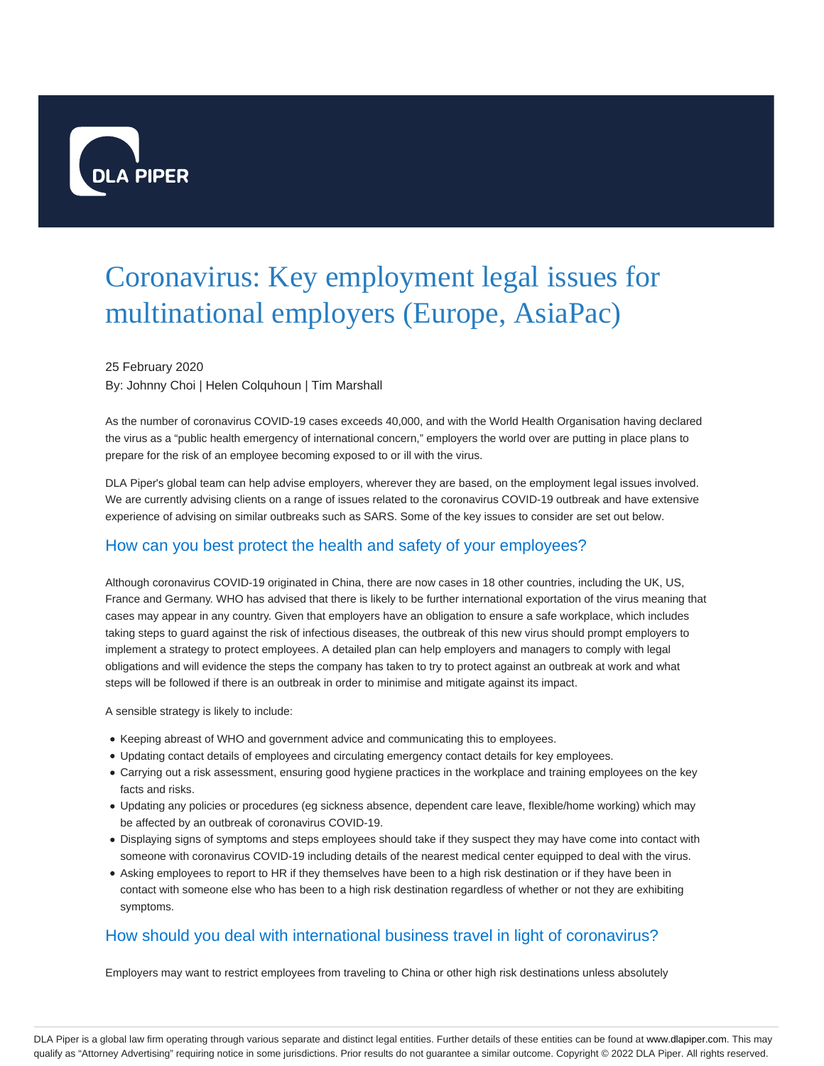DLA PIPER

# Coronavirus: Key employment legal issues for multinational employers (Europe, AsiaPac)

25 February 2020

By: Johnny Choi | Helen Colquhoun | Tim Marshall

As the number of coronavirus COVID-19 cases exceeds 40,000, and with the World Health Organisation having declared the virus as a "public health emergency of international concern," employers the world over are putting in place plans to prepare for the risk of an employee becoming exposed to or ill with the virus.

DLA Piper's global team can help advise employers, wherever they are based, on the employment legal issues involved. We are currently advising clients on a range of issues related to the coronavirus COVID-19 outbreak and have extensive experience of advising on similar outbreaks such as SARS. Some of the key issues to consider are set out below.

## How can you best protect the health and safety of your employees?

Although coronavirus COVID-19 originated in China, there are now cases in 18 other countries, including the UK, US, France and Germany. WHO has advised that there is likely to be further international exportation of the virus meaning that cases may appear in any country. Given that employers have an obligation to ensure a safe workplace, which includes taking steps to guard against the risk of infectious diseases, the outbreak of this new virus should prompt employers to implement a strategy to protect employees. A detailed plan can help employers and managers to comply with legal obligations and will evidence the steps the company has taken to try to protect against an outbreak at work and what steps will be followed if there is an outbreak in order to minimise and mitigate against its impact.

A sensible strategy is likely to include:

- Keeping abreast of WHO and government advice and communicating this to employees.
- Updating contact details of employees and circulating emergency contact details for key employees.
- Carrying out a risk assessment, ensuring good hygiene practices in the workplace and training employees on the key facts and risks.
- Updating any policies or procedures (eg sickness absence, dependent care leave, flexible/home working) which may be affected by an outbreak of coronavirus COVID-19.
- Displaying signs of symptoms and steps employees should take if they suspect they may have come into contact with someone with coronavirus COVID-19 including details of the nearest medical center equipped to deal with the virus.
- Asking employees to report to HR if they themselves have been to a high risk destination or if they have been in contact with someone else who has been to a high risk destination regardless of whether or not they are exhibiting symptoms.

## How should you deal with international business travel in light of coronavirus?

Employers may want to restrict employees from traveling to China or other high risk destinations unless absolutely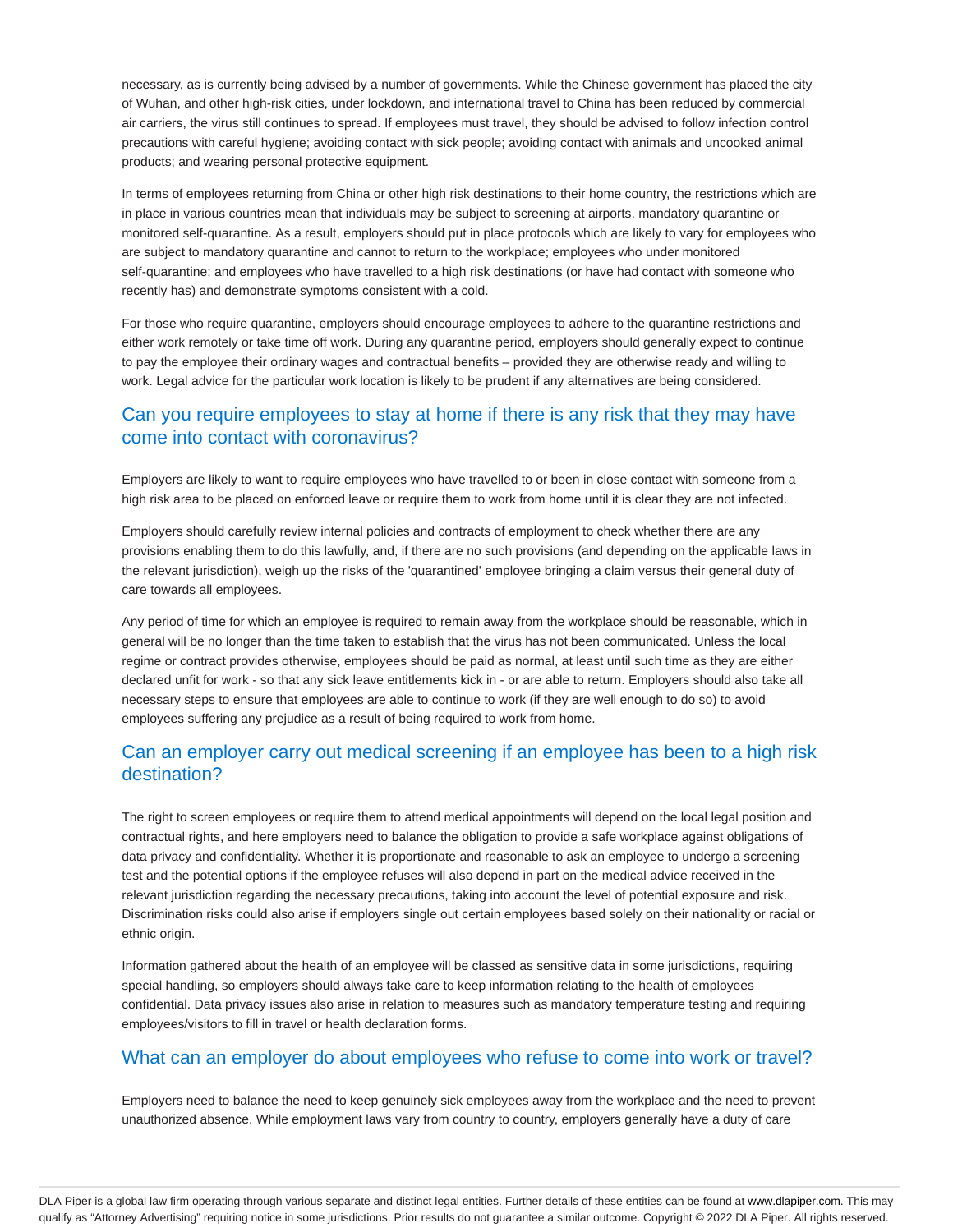necessary, as is currently being advised by a number of governments. While the Chinese government has placed the city of Wuhan, and other high-risk cities, under lockdown, and international travel to China has been reduced by commercial air carriers, the virus still continues to spread. If employees must travel, they should be advised to follow infection control precautions with careful hygiene; avoiding contact with sick people; avoiding contact with animals and uncooked animal products; and wearing personal protective equipment.

In terms of employees returning from China or other high risk destinations to their home country, the restrictions which are in place in various countries mean that individuals may be subject to screening at airports, mandatory quarantine or monitored self-quarantine. As a result, employers should put in place protocols which are likely to vary for employees who are subject to mandatory quarantine and cannot to return to the workplace; employees who under monitored self-quarantine; and employees who have travelled to a high risk destinations (or have had contact with someone who recently has) and demonstrate symptoms consistent with a cold.

For those who require quarantine, employers should encourage employees to adhere to the quarantine restrictions and either work remotely or take time off work. During any quarantine period, employers should generally expect to continue to pay the employee their ordinary wages and contractual benefits – provided they are otherwise ready and willing to work. Legal advice for the particular work location is likely to be prudent if any alternatives are being considered.

## Can you require employees to stay at home if there is any risk that they may have come into contact with coronavirus?

Employers are likely to want to require employees who have travelled to or been in close contact with someone from a high risk area to be placed on enforced leave or require them to work from home until it is clear they are not infected.

Employers should carefully review internal policies and contracts of employment to check whether there are any provisions enabling them to do this lawfully, and, if there are no such provisions (and depending on the applicable laws in the relevant jurisdiction), weigh up the risks of the 'quarantined' employee bringing a claim versus their general duty of care towards all employees.

Any period of time for which an employee is required to remain away from the workplace should be reasonable, which in general will be no longer than the time taken to establish that the virus has not been communicated. Unless the local regime or contract provides otherwise, employees should be paid as normal, at least until such time as they are either declared unfit for work - so that any sick leave entitlements kick in - or are able to return. Employers should also take all necessary steps to ensure that employees are able to continue to work (if they are well enough to do so) to avoid employees suffering any prejudice as a result of being required to work from home.

## Can an employer carry out medical screening if an employee has been to a high risk destination?

The right to screen employees or require them to attend medical appointments will depend on the local legal position and contractual rights, and here employers need to balance the obligation to provide a safe workplace against obligations of data privacy and confidentiality. Whether it is proportionate and reasonable to ask an employee to undergo a screening test and the potential options if the employee refuses will also depend in part on the medical advice received in the relevant jurisdiction regarding the necessary precautions, taking into account the level of potential exposure and risk. Discrimination risks could also arise if employers single out certain employees based solely on their nationality or racial or ethnic origin.

Information gathered about the health of an employee will be classed as sensitive data in some jurisdictions, requiring special handling, so employers should always take care to keep information relating to the health of employees confidential. Data privacy issues also arise in relation to measures such as mandatory temperature testing and requiring employees/visitors to fill in travel or health declaration forms.

## What can an employer do about employees who refuse to come into work or travel?

Employers need to balance the need to keep genuinely sick employees away from the workplace and the need to prevent unauthorized absence. While employment laws vary from country to country, employers generally have a duty of care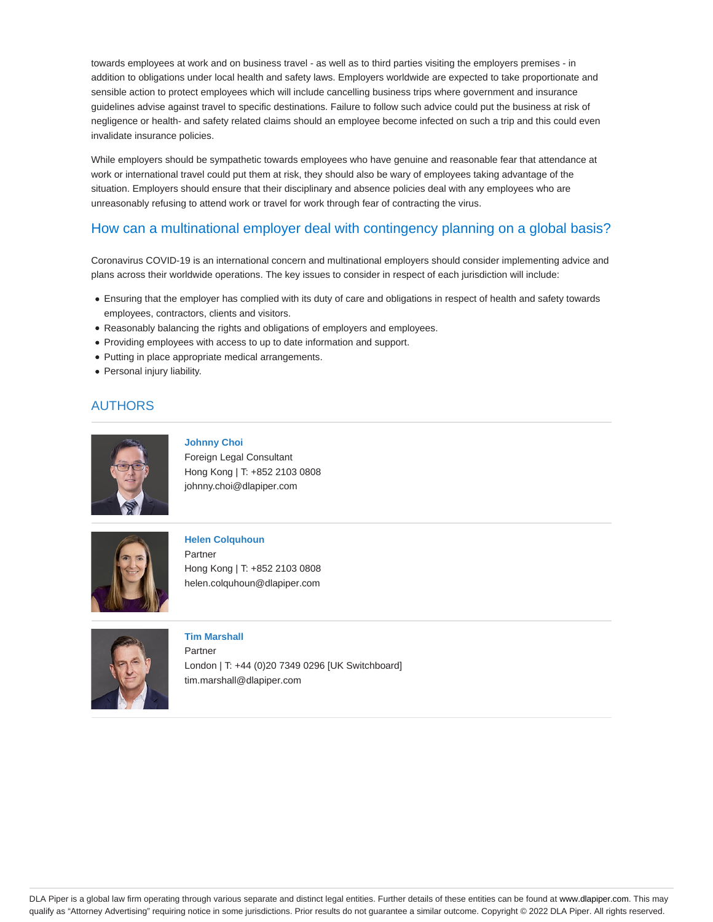towards employees at work and on business travel - as well as to third parties visiting the employers premises - in addition to obligations under local health and safety laws. Employers worldwide are expected to take proportionate and sensible action to protect employees which will include cancelling business trips where government and insurance guidelines advise against travel to specific destinations. Failure to follow such advice could put the business at risk of negligence or health- and safety related claims should an employee become infected on such a trip and this could even invalidate insurance policies.

While employers should be sympathetic towards employees who have genuine and reasonable fear that attendance at work or international travel could put them at risk, they should also be wary of employees taking advantage of the situation. Employers should ensure that their disciplinary and absence policies deal with any employees who are unreasonably refusing to attend work or travel for work through fear of contracting the virus.

## How can a multinational employer deal with contingency planning on a global basis?

Coronavirus COVID-19 is an international concern and multinational employers should consider implementing advice and plans across their worldwide operations. The key issues to consider in respect of each jurisdiction will include:

- Ensuring that the employer has complied with its duty of care and obligations in respect of health and safety towards employees, contractors, clients and visitors.
- Reasonably balancing the rights and obligations of employers and employees.
- Providing employees with access to up to date information and support.
- Putting in place appropriate medical arrangements.
- Personal injury liability.

## AUTHORS

**Johnny Choi**
Foreign Legal Consultant
Hong Kong | T: +852 2103 0808
johnny.choi@dlapiper.com

**Helen Colquhoun**
Partner
Hong Kong | T: +852 2103 0808
helen.colquhoun@dlapiper.com

**Tim Marshall**
Partner
London | T: +44 (0)20 7349 0296 [UK Switchboard]
tim.marshall@dlapiper.com

DLA Piper is a global law firm operating through various separate and distinct legal entities. Further details of these entities can be found at www.dlapiper.com. This may qualify as "Attorney Advertising" requiring notice in some jurisdictions. Prior results do not guarantee a similar outcome. Copyright © 2022 DLA Piper. All rights reserved.